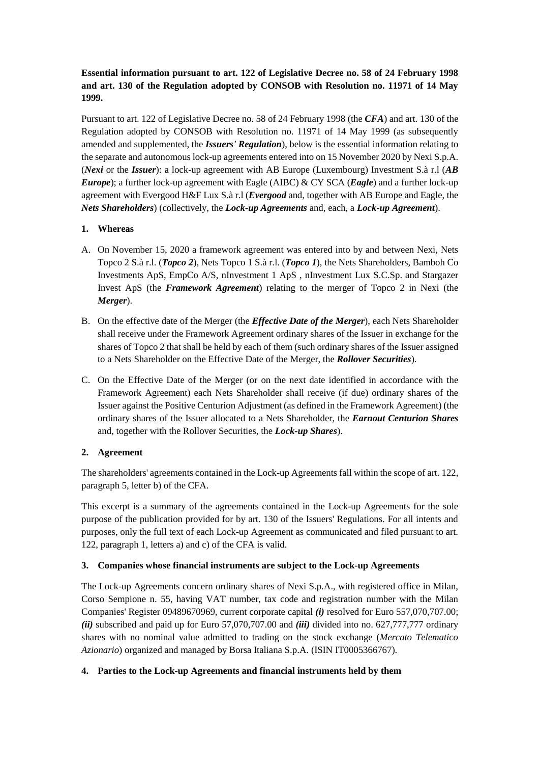**Essential information pursuant to art. 122 of Legislative Decree no. 58 of 24 February 1998 and art. 130 of the Regulation adopted by CONSOB with Resolution no. 11971 of 14 May 1999.**

Pursuant to art. 122 of Legislative Decree no. 58 of 24 February 1998 (the ***CFA***) and art. 130 of the Regulation adopted by CONSOB with Resolution no. 11971 of 14 May 1999 (as subsequently amended and supplemented, the ***Issuers' Regulation***), below is the essential information relating to the separate and autonomous lock-up agreements entered into on 15 November 2020 by Nexi S.p.A. (***Nexi*** or the ***Issuer***): a lock-up agreement with AB Europe (Luxembourg) Investment S.à r.l (***AB Europe***); a further lock-up agreement with Eagle (AIBC) & CY SCA (***Eagle***) and a further lock-up agreement with Evergood H&F Lux S.à r.l (***Evergood*** and, together with AB Europe and Eagle, the ***Nets Shareholders***) (collectively, the ***Lock-up Agreements*** and, each, a ***Lock-up Agreement***).

## 1. Whereas

A. On November 15, 2020 a framework agreement was entered into by and between Nexi, Nets Topco 2 S.à r.l. (***Topco 2***), Nets Topco 1 S.à r.l. (***Topco 1***), the Nets Shareholders, Bamboh Co Investments ApS, EmpCo A/S, nInvestment 1 ApS , nInvestment Lux S.C.Sp. and Stargazer Invest ApS (the ***Framework Agreement***) relating to the merger of Topco 2 in Nexi (the ***Merger***).

B. On the effective date of the Merger (the ***Effective Date of the Merger***), each Nets Shareholder shall receive under the Framework Agreement ordinary shares of the Issuer in exchange for the shares of Topco 2 that shall be held by each of them (such ordinary shares of the Issuer assigned to a Nets Shareholder on the Effective Date of the Merger, the ***Rollover Securities***).

C. On the Effective Date of the Merger (or on the next date identified in accordance with the Framework Agreement) each Nets Shareholder shall receive (if due) ordinary shares of the Issuer against the Positive Centurion Adjustment (as defined in the Framework Agreement) (the ordinary shares of the Issuer allocated to a Nets Shareholder, the ***Earnout Centurion Shares*** and, together with the Rollover Securities, the ***Lock-up Shares***).

## 2. Agreement

The shareholders' agreements contained in the Lock-up Agreements fall within the scope of art. 122, paragraph 5, letter b) of the CFA.

This excerpt is a summary of the agreements contained in the Lock-up Agreements for the sole purpose of the publication provided for by art. 130 of the Issuers' Regulations. For all intents and purposes, only the full text of each Lock-up Agreement as communicated and filed pursuant to art. 122, paragraph 1, letters a) and c) of the CFA is valid.

## 3. Companies whose financial instruments are subject to the Lock-up Agreements

The Lock-up Agreements concern ordinary shares of Nexi S.p.A., with registered office in Milan, Corso Sempione n. 55, having VAT number, tax code and registration number with the Milan Companies' Register 09489670969, current corporate capital ***(i)*** resolved for Euro 557,070,707.00; ***(ii)*** subscribed and paid up for Euro 57,070,707.00 and ***(iii)*** divided into no. 627,777,777 ordinary shares with no nominal value admitted to trading on the stock exchange (*Mercato Telematico Azionario*) organized and managed by Borsa Italiana S.p.A. (ISIN IT0005366767).

## 4. Parties to the Lock-up Agreements and financial instruments held by them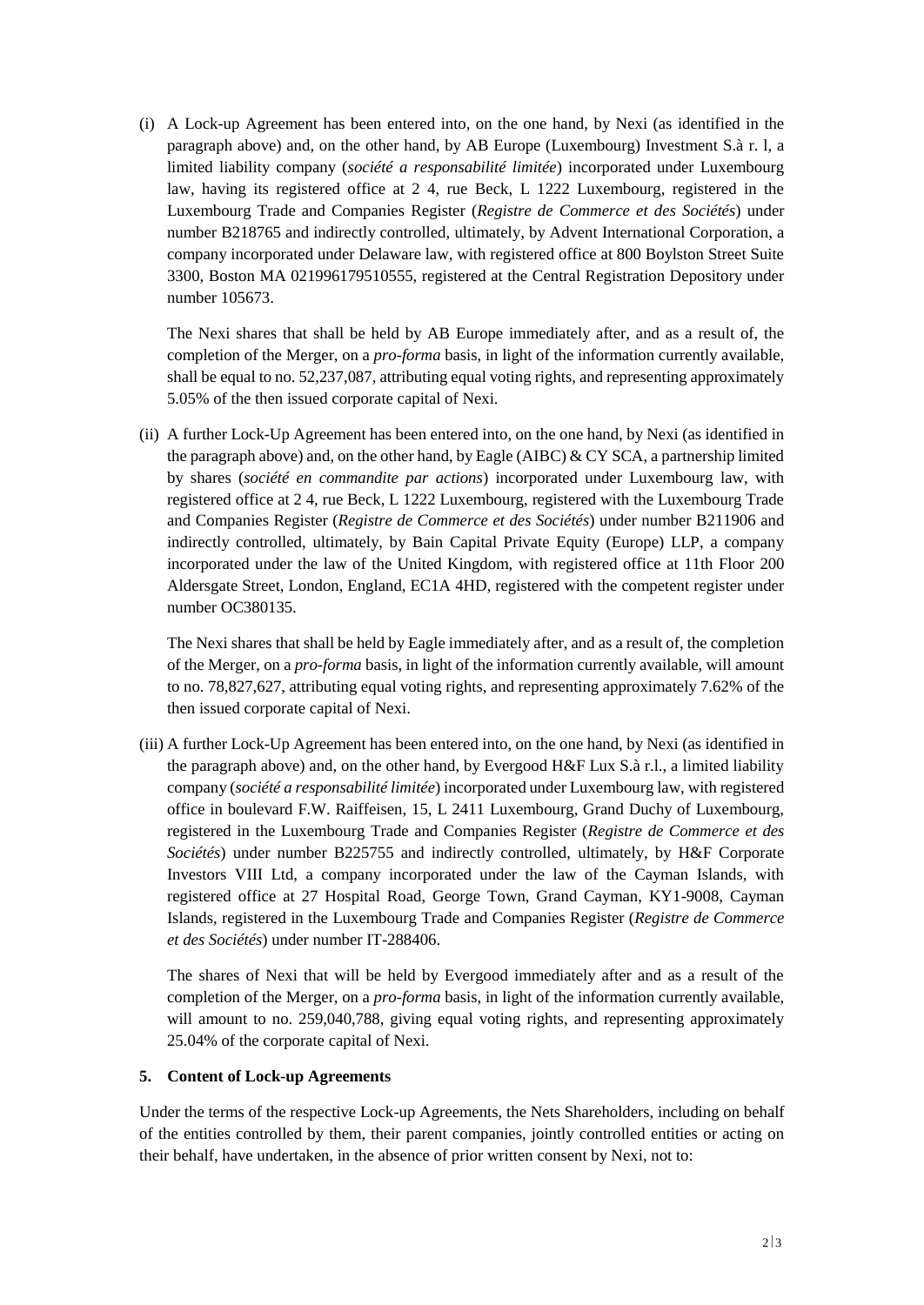(i) A Lock-up Agreement has been entered into, on the one hand, by Nexi (as identified in the paragraph above) and, on the other hand, by AB Europe (Luxembourg) Investment S.à r. l, a limited liability company (*société a responsabilité limitée*) incorporated under Luxembourg law, having its registered office at 2 4, rue Beck, L 1222 Luxembourg, registered in the Luxembourg Trade and Companies Register (*Registre de Commerce et des Sociétés*) under number B218765 and indirectly controlled, ultimately, by Advent International Corporation, a company incorporated under Delaware law, with registered office at 800 Boylston Street Suite 3300, Boston MA 021996179510555, registered at the Central Registration Depository under number 105673.

   The Nexi shares that shall be held by AB Europe immediately after, and as a result of, the completion of the Merger, on a *pro-forma* basis, in light of the information currently available, shall be equal to no. 52,237,087, attributing equal voting rights, and representing approximately 5.05% of the then issued corporate capital of Nexi.

(ii) A further Lock-Up Agreement has been entered into, on the one hand, by Nexi (as identified in the paragraph above) and, on the other hand, by Eagle (AIBC) & CY SCA, a partnership limited by shares (*société en commandite par actions*) incorporated under Luxembourg law, with registered office at 2 4, rue Beck, L 1222 Luxembourg, registered with the Luxembourg Trade and Companies Register (*Registre de Commerce et des Sociétés*) under number B211906 and indirectly controlled, ultimately, by Bain Capital Private Equity (Europe) LLP, a company incorporated under the law of the United Kingdom, with registered office at 11th Floor 200 Aldersgate Street, London, England, EC1A 4HD, registered with the competent register under number OC380135.

   The Nexi shares that shall be held by Eagle immediately after, and as a result of, the completion of the Merger, on a *pro-forma* basis, in light of the information currently available, will amount to no. 78,827,627, attributing equal voting rights, and representing approximately 7.62% of the then issued corporate capital of Nexi.

(iii) A further Lock-Up Agreement has been entered into, on the one hand, by Nexi (as identified in the paragraph above) and, on the other hand, by Evergood H&F Lux S.à r.l., a limited liability company (*société a responsabilité limitée*) incorporated under Luxembourg law, with registered office in boulevard F.W. Raiffeisen, 15, L 2411 Luxembourg, Grand Duchy of Luxembourg, registered in the Luxembourg Trade and Companies Register (*Registre de Commerce et des Sociétés*) under number B225755 and indirectly controlled, ultimately, by H&F Corporate Investors VIII Ltd, a company incorporated under the law of the Cayman Islands, with registered office at 27 Hospital Road, George Town, Grand Cayman, KY1-9008, Cayman Islands, registered in the Luxembourg Trade and Companies Register (*Registre de Commerce et des Sociétés*) under number IT-288406.

   The shares of Nexi that will be held by Evergood immediately after and as a result of the completion of the Merger, on a *pro-forma* basis, in light of the information currently available, will amount to no. 259,040,788, giving equal voting rights, and representing approximately 25.04% of the corporate capital of Nexi.

**5. Content of Lock-up Agreements**

Under the terms of the respective Lock-up Agreements, the Nets Shareholders, including on behalf of the entities controlled by them, their parent companies, jointly controlled entities or acting on their behalf, have undertaken, in the absence of prior written consent by Nexi, not to: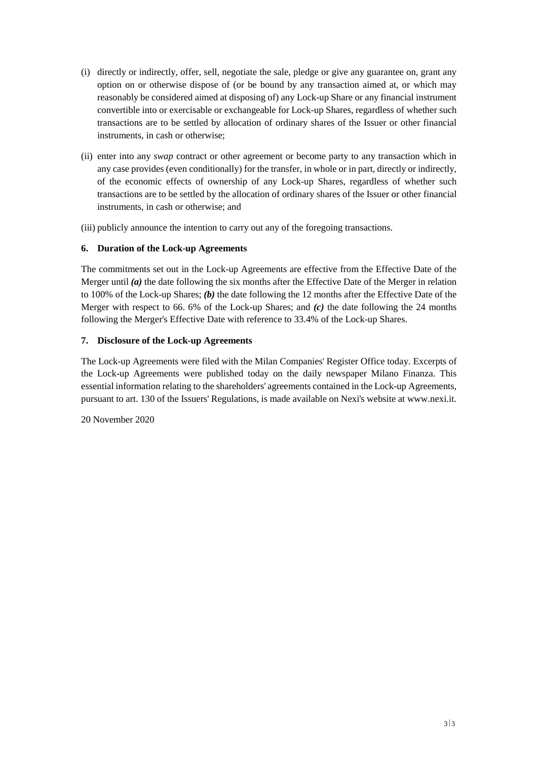(i) directly or indirectly, offer, sell, negotiate the sale, pledge or give any guarantee on, grant any option on or otherwise dispose of (or be bound by any transaction aimed at, or which may reasonably be considered aimed at disposing of) any Lock-up Share or any financial instrument convertible into or exercisable or exchangeable for Lock-up Shares, regardless of whether such transactions are to be settled by allocation of ordinary shares of the Issuer or other financial instruments, in cash or otherwise;

(ii) enter into any *swap* contract or other agreement or become party to any transaction which in any case provides (even conditionally) for the transfer, in whole or in part, directly or indirectly, of the economic effects of ownership of any Lock-up Shares, regardless of whether such transactions are to be settled by the allocation of ordinary shares of the Issuer or other financial instruments, in cash or otherwise; and

(iii) publicly announce the intention to carry out any of the foregoing transactions.

**6. Duration of the Lock-up Agreements**

The commitments set out in the Lock-up Agreements are effective from the Effective Date of the Merger until ***(a)*** the date following the six months after the Effective Date of the Merger in relation to 100% of the Lock-up Shares; ***(b)*** the date following the 12 months after the Effective Date of the Merger with respect to 66. 6% of the Lock-up Shares; and ***(c)*** the date following the 24 months following the Merger's Effective Date with reference to 33.4% of the Lock-up Shares.

**7. Disclosure of the Lock-up Agreements**

The Lock-up Agreements were filed with the Milan Companies' Register Office today. Excerpts of the Lock-up Agreements were published today on the daily newspaper Milano Finanza. This essential information relating to the shareholders' agreements contained in the Lock-up Agreements, pursuant to art. 130 of the Issuers' Regulations, is made available on Nexi's website at www.nexi.it.

20 November 2020